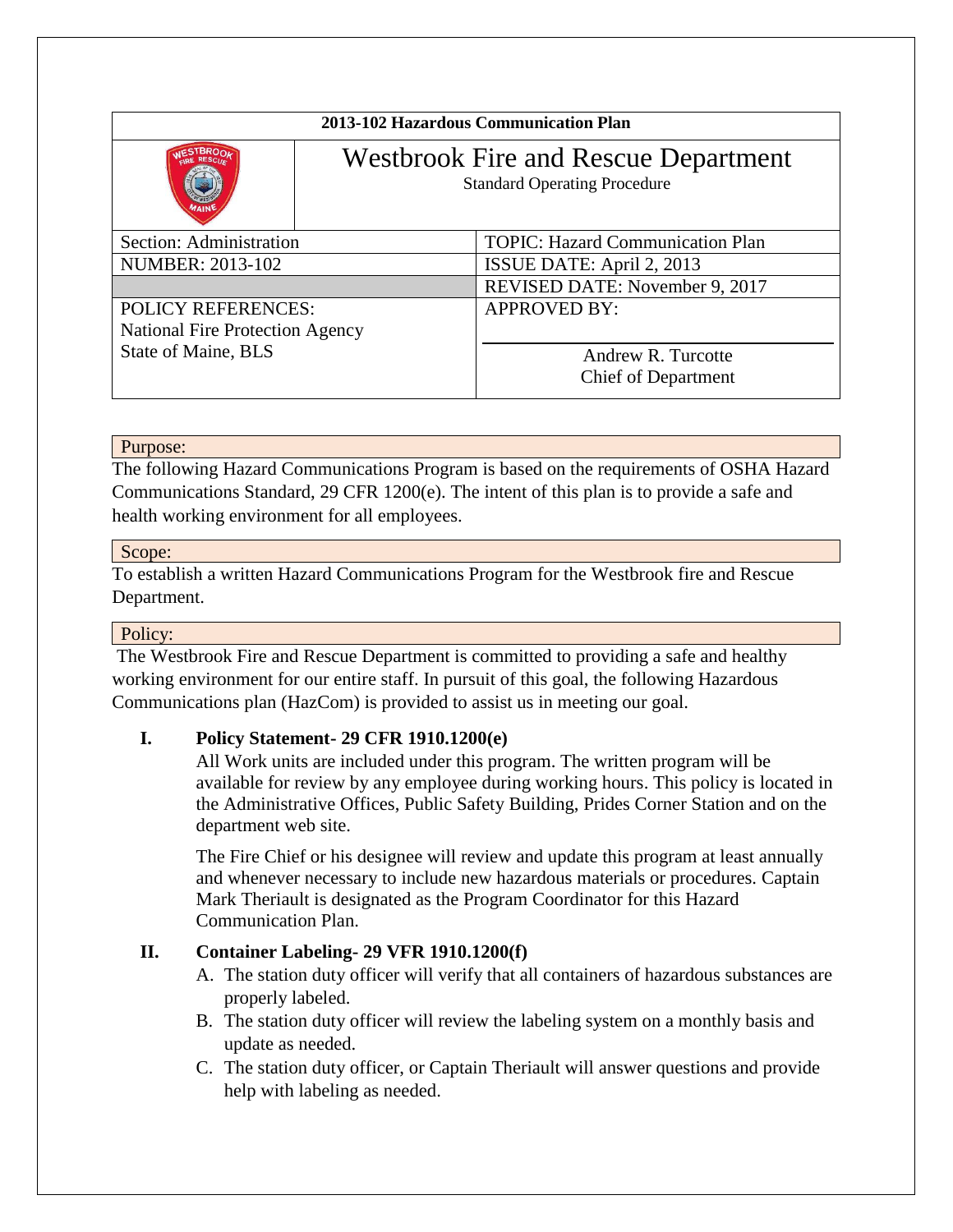| 2013-102 Hazardous Communication Plan | |
|---|---|
| | **Westbrook Fire and Rescue Department**<br>Standard Operating Procedure |
| Section: Administration | TOPIC: Hazard Communication Plan |
| NUMBER: 2013-102 | ISSUE DATE: April 2, 2013 |
| | REVISED DATE: November 9, 2017 |
| POLICY REFERENCES:<br>National Fire Protection Agency<br>State of Maine, BLS | APPROVED BY:<br><br>Andrew R. Turcotte<br>Chief of Department |

**Purpose:**

The following Hazard Communications Program is based on the requirements of OSHA Hazard Communications Standard, 29 CFR 1200(e). The intent of this plan is to provide a safe and health working environment for all employees.

**Scope:**

To establish a written Hazard Communications Program for the Westbrook fire and Rescue Department.

**Policy:**

The Westbrook Fire and Rescue Department is committed to providing a safe and healthy working environment for our entire staff. In pursuit of this goal, the following Hazardous Communications plan (HazCom) is provided to assist us in meeting our goal.

## I. Policy Statement- 29 CFR 1910.1200(e)

All Work units are included under this program. The written program will be available for review by any employee during working hours. This policy is located in the Administrative Offices, Public Safety Building, Prides Corner Station and on the department web site.

The Fire Chief or his designee will review and update this program at least annually and whenever necessary to include new hazardous materials or procedures. Captain Mark Theriault is designated as the Program Coordinator for this Hazard Communication Plan.

## II. Container Labeling- 29 VFR 1910.1200(f)

A. The station duty officer will verify that all containers of hazardous substances are properly labeled.
B. The station duty officer will review the labeling system on a monthly basis and update as needed.
C. The station duty officer, or Captain Theriault will answer questions and provide help with labeling as needed.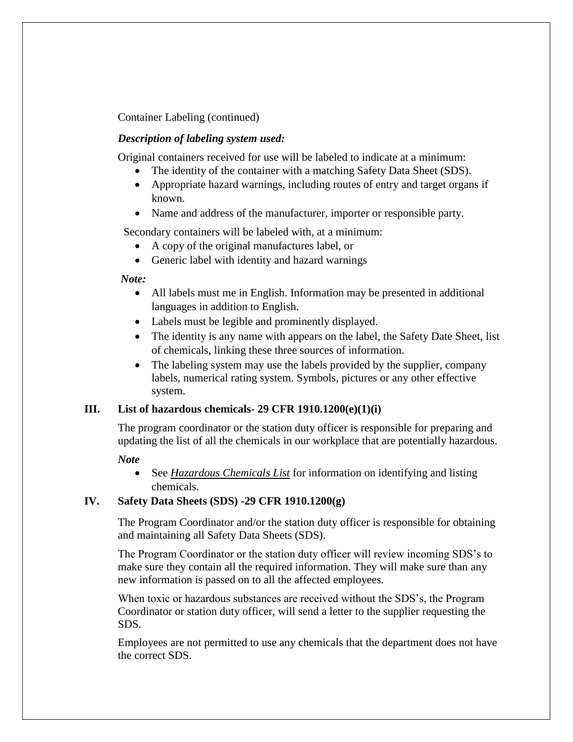Container Labeling (continued)

***Description of labeling system used:***

Original containers received for use will be labeled to indicate at a minimum:

- The identity of the container with a matching Safety Data Sheet (SDS).
- Appropriate hazard warnings, including routes of entry and target organs if known.
- Name and address of the manufacturer, importer or responsible party.

Secondary containers will be labeled with, at a minimum:

- A copy of the original manufactures label, or
- Generic label with identity and hazard warnings

***Note:***

- All labels must me in English. Information may be presented in additional languages in addition to English.
- Labels must be legible and prominently displayed.
- The identity is any name with appears on the label, the Safety Date Sheet, list of chemicals, linking these three sources of information.
- The labeling system may use the labels provided by the supplier, company labels, numerical rating system. Symbols, pictures or any other effective system.

## III. List of hazardous chemicals- 29 CFR 1910.1200(e)(1)(i)

The program coordinator or the station duty officer is responsible for preparing and updating the list of all the chemicals in our workplace that are potentially hazardous.

***Note***

- See ***Hazardous Chemicals List*** for information on identifying and listing chemicals.

## IV. Safety Data Sheets (SDS) -29 CFR 1910.1200(g)

The Program Coordinator and/or the station duty officer is responsible for obtaining and maintaining all Safety Data Sheets (SDS).

The Program Coordinator or the station duty officer will review incoming SDS's to make sure they contain all the required information. They will make sure than any new information is passed on to all the affected employees.

When toxic or hazardous substances are received without the SDS's, the Program Coordinator or station duty officer, will send a letter to the supplier requesting the SDS.

Employees are not permitted to use any chemicals that the department does not have the correct SDS.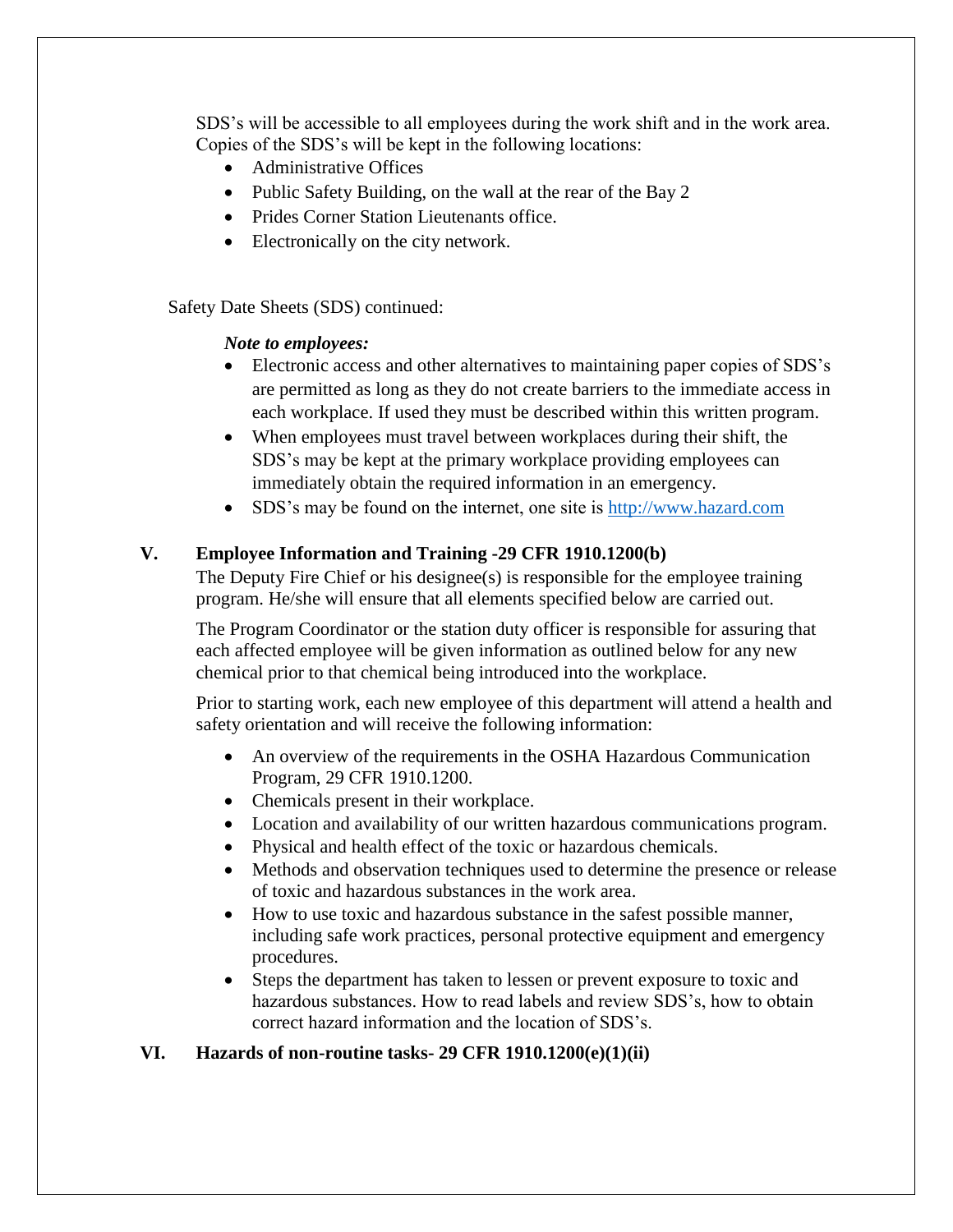SDS's will be accessible to all employees during the work shift and in the work area. Copies of the SDS's will be kept in the following locations:

- Administrative Offices
- Public Safety Building, on the wall at the rear of the Bay 2
- Prides Corner Station Lieutenants office.
- Electronically on the city network.

Safety Date Sheets (SDS) continued:

***Note to employees:***

- Electronic access and other alternatives to maintaining paper copies of SDS's are permitted as long as they do not create barriers to the immediate access in each workplace. If used they must be described within this written program.
- When employees must travel between workplaces during their shift, the SDS's may be kept at the primary workplace providing employees can immediately obtain the required information in an emergency.
- SDS's may be found on the internet, one site is [http://www.hazard.com](http://www.hazard.com)

## V. Employee Information and Training -29 CFR 1910.1200(b)

The Deputy Fire Chief or his designee(s) is responsible for the employee training program. He/she will ensure that all elements specified below are carried out.

The Program Coordinator or the station duty officer is responsible for assuring that each affected employee will be given information as outlined below for any new chemical prior to that chemical being introduced into the workplace.

Prior to starting work, each new employee of this department will attend a health and safety orientation and will receive the following information:

- An overview of the requirements in the OSHA Hazardous Communication Program, 29 CFR 1910.1200.
- Chemicals present in their workplace.
- Location and availability of our written hazardous communications program.
- Physical and health effect of the toxic or hazardous chemicals.
- Methods and observation techniques used to determine the presence or release of toxic and hazardous substances in the work area.
- How to use toxic and hazardous substance in the safest possible manner, including safe work practices, personal protective equipment and emergency procedures.
- Steps the department has taken to lessen or prevent exposure to toxic and hazardous substances. How to read labels and review SDS's, how to obtain correct hazard information and the location of SDS's.

## VI. Hazards of non-routine tasks- 29 CFR 1910.1200(e)(1)(ii)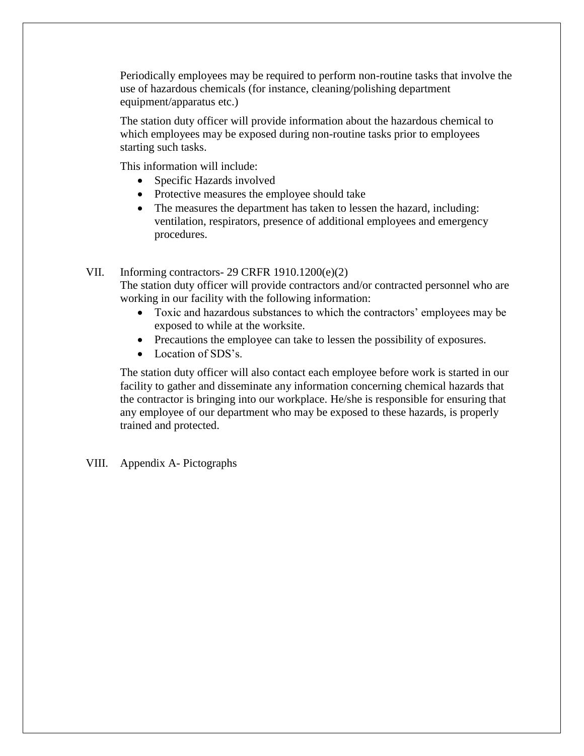Periodically employees may be required to perform non-routine tasks that involve the use of hazardous chemicals (for instance, cleaning/polishing department equipment/apparatus etc.)

The station duty officer will provide information about the hazardous chemical to which employees may be exposed during non-routine tasks prior to employees starting such tasks.

This information will include:

- Specific Hazards involved
- Protective measures the employee should take
- The measures the department has taken to lessen the hazard, including: ventilation, respirators, presence of additional employees and emergency procedures.

VII. Informing contractors- 29 CRFR 1910.1200(e)(2)

The station duty officer will provide contractors and/or contracted personnel who are working in our facility with the following information:

- Toxic and hazardous substances to which the contractors' employees may be exposed to while at the worksite.
- Precautions the employee can take to lessen the possibility of exposures.
- Location of SDS's.

The station duty officer will also contact each employee before work is started in our facility to gather and disseminate any information concerning chemical hazards that the contractor is bringing into our workplace. He/she is responsible for ensuring that any employee of our department who may be exposed to these hazards, is properly trained and protected.

VIII. Appendix A- Pictographs